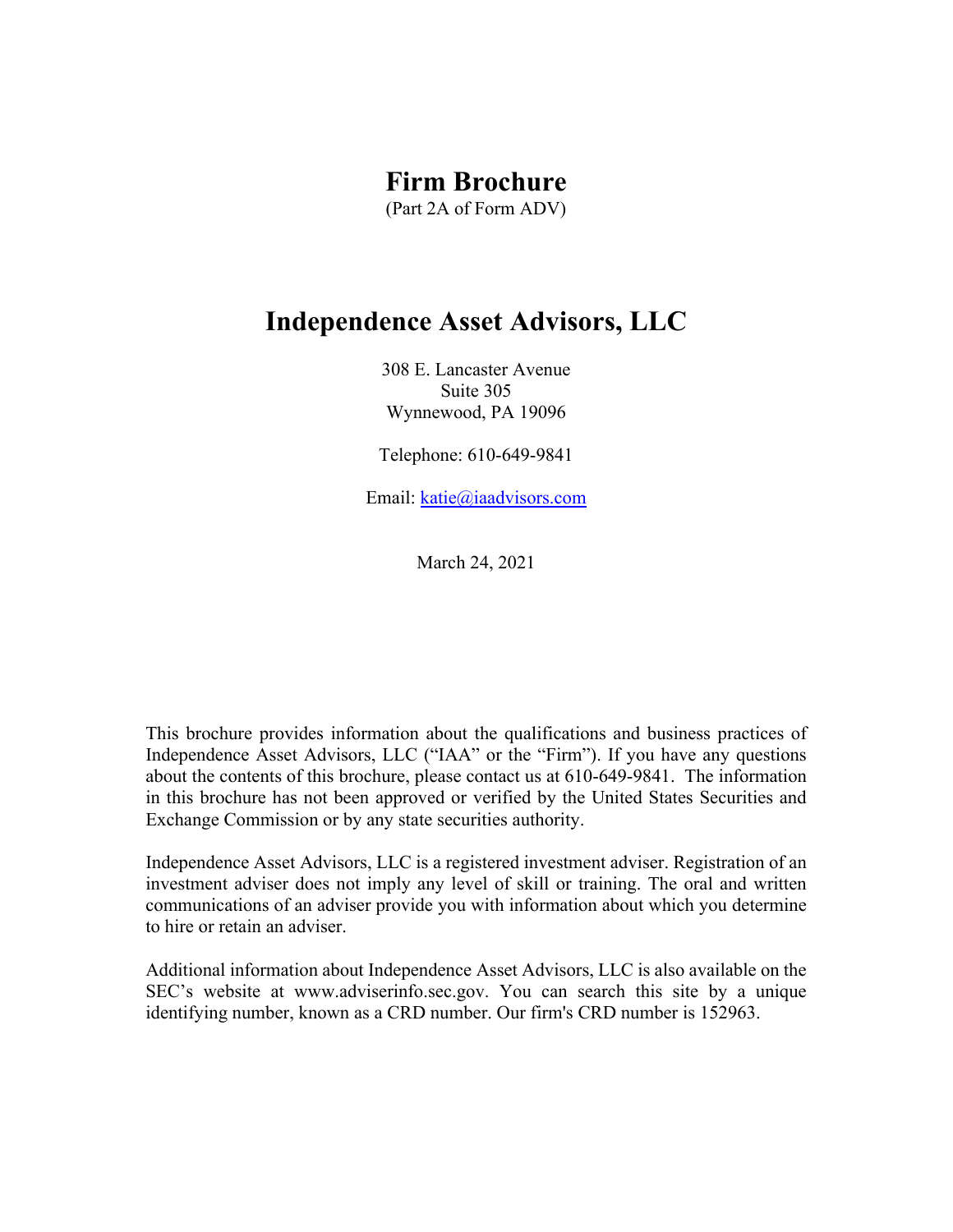# Firm Brochure

(Part 2A of Form ADV)

## Independence Asset Advisors, LLC

308 E. Lancaster Avenue
Suite 305
Wynnewood, PA 19096

Telephone: 610-649-9841

Email: katie@iaadvisors.com

March 24, 2021

This brochure provides information about the qualifications and business practices of Independence Asset Advisors, LLC ("IAA" or the "Firm"). If you have any questions about the contents of this brochure, please contact us at 610-649-9841. The information in this brochure has not been approved or verified by the United States Securities and Exchange Commission or by any state securities authority.

Independence Asset Advisors, LLC is a registered investment adviser. Registration of an investment adviser does not imply any level of skill or training. The oral and written communications of an adviser provide you with information about which you determine to hire or retain an adviser.

Additional information about Independence Asset Advisors, LLC is also available on the SEC's website at www.adviserinfo.sec.gov. You can search this site by a unique identifying number, known as a CRD number. Our firm's CRD number is 152963.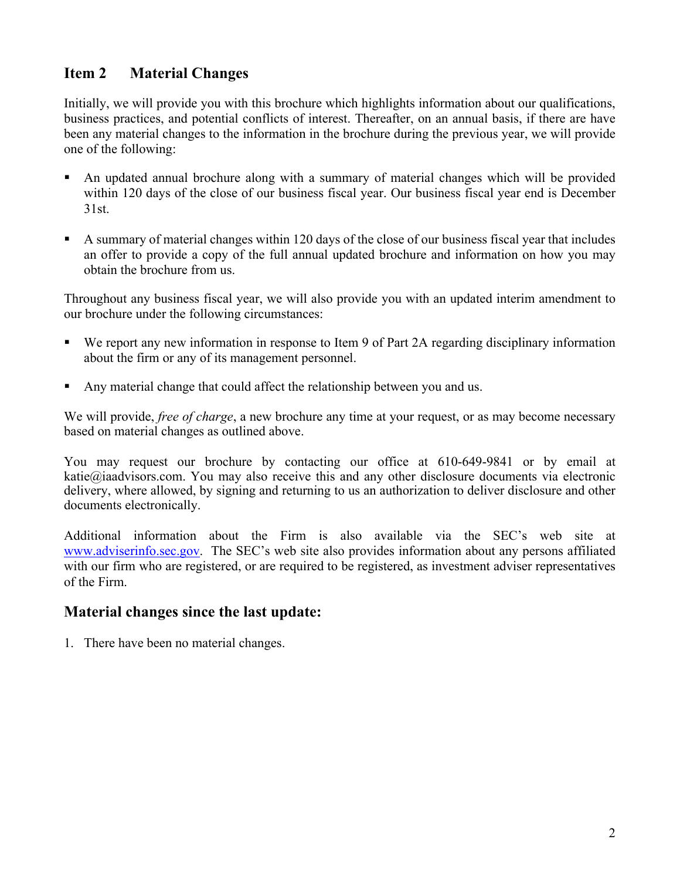## Item 2 Material Changes

Initially, we will provide you with this brochure which highlights information about our qualifications, business practices, and potential conflicts of interest. Thereafter, on an annual basis, if there are have been any material changes to the information in the brochure during the previous year, we will provide one of the following:

- An updated annual brochure along with a summary of material changes which will be provided within 120 days of the close of our business fiscal year. Our business fiscal year end is December 31st.
- A summary of material changes within 120 days of the close of our business fiscal year that includes an offer to provide a copy of the full annual updated brochure and information on how you may obtain the brochure from us.

Throughout any business fiscal year, we will also provide you with an updated interim amendment to our brochure under the following circumstances:

- We report any new information in response to Item 9 of Part 2A regarding disciplinary information about the firm or any of its management personnel.
- Any material change that could affect the relationship between you and us.

We will provide, *free of charge*, a new brochure any time at your request, or as may become necessary based on material changes as outlined above.

You may request our brochure by contacting our office at 610-649-9841 or by email at katie@iaadvisors.com. You may also receive this and any other disclosure documents via electronic delivery, where allowed, by signing and returning to us an authorization to deliver disclosure and other documents electronically.

Additional information about the Firm is also available via the SEC's web site at www.adviserinfo.sec.gov. The SEC's web site also provides information about any persons affiliated with our firm who are registered, or are required to be registered, as investment adviser representatives of the Firm.

## Material changes since the last update:

1. There have been no material changes.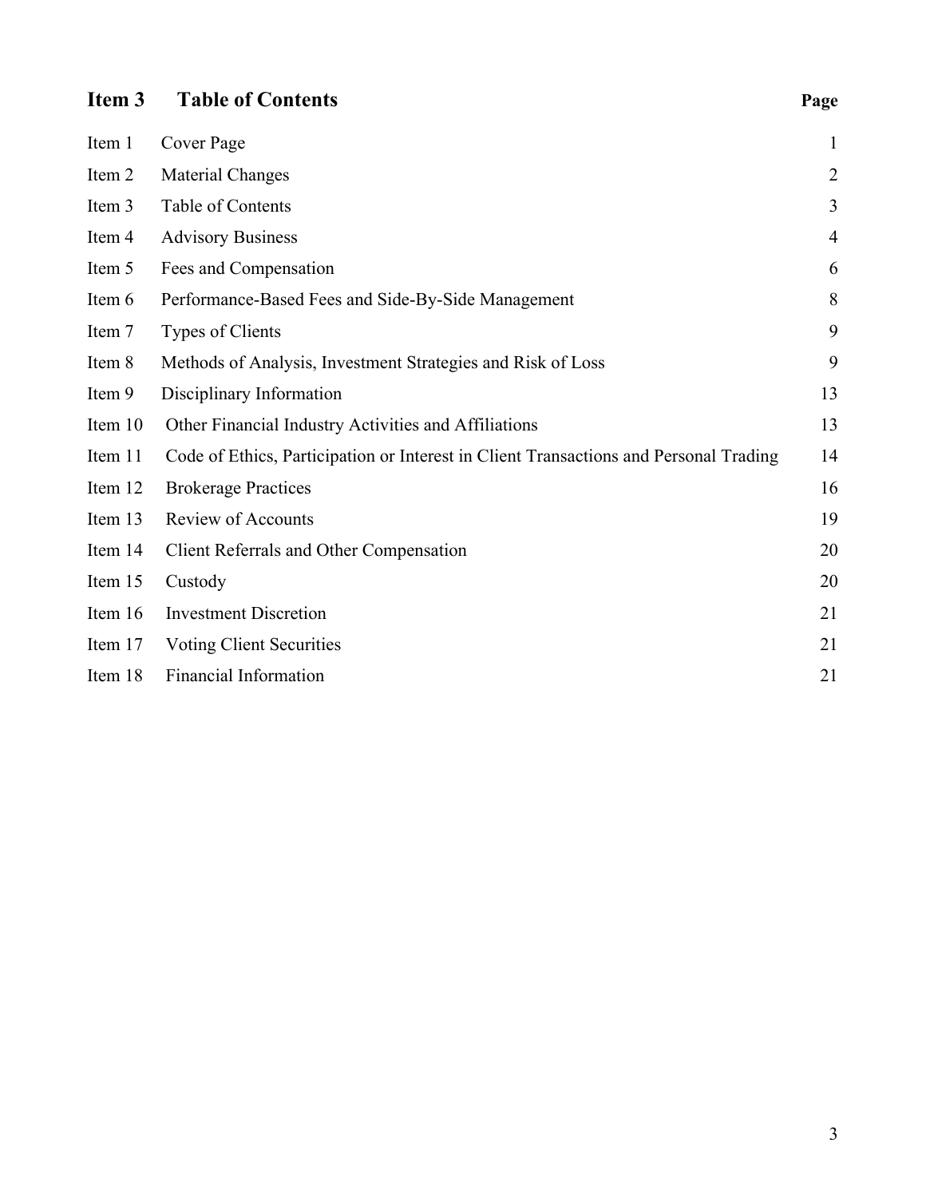## Item 3 Table of Contents

| | | Page |
|---|---|---|
| Item 1 | Cover Page | 1 |
| Item 2 | Material Changes | 2 |
| Item 3 | Table of Contents | 3 |
| Item 4 | Advisory Business | 4 |
| Item 5 | Fees and Compensation | 6 |
| Item 6 | Performance-Based Fees and Side-By-Side Management | 8 |
| Item 7 | Types of Clients | 9 |
| Item 8 | Methods of Analysis, Investment Strategies and Risk of Loss | 9 |
| Item 9 | Disciplinary Information | 13 |
| Item 10 | Other Financial Industry Activities and Affiliations | 13 |
| Item 11 | Code of Ethics, Participation or Interest in Client Transactions and Personal Trading | 14 |
| Item 12 | Brokerage Practices | 16 |
| Item 13 | Review of Accounts | 19 |
| Item 14 | Client Referrals and Other Compensation | 20 |
| Item 15 | Custody | 20 |
| Item 16 | Investment Discretion | 21 |
| Item 17 | Voting Client Securities | 21 |
| Item 18 | Financial Information | 21 |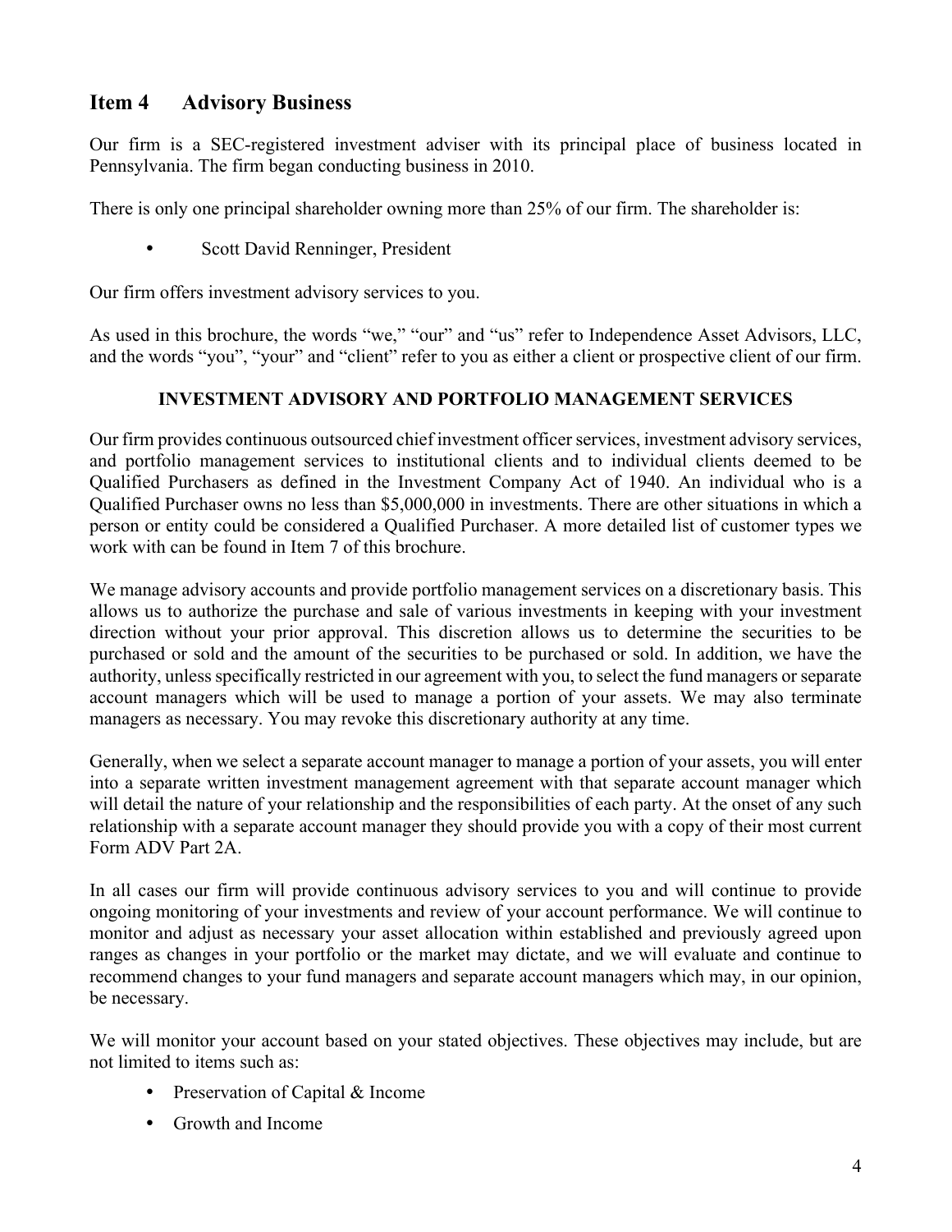## Item 4 Advisory Business

Our firm is a SEC-registered investment adviser with its principal place of business located in Pennsylvania. The firm began conducting business in 2010.

There is only one principal shareholder owning more than 25% of our firm. The shareholder is:

- Scott David Renninger, President

Our firm offers investment advisory services to you.

As used in this brochure, the words "we," "our" and "us" refer to Independence Asset Advisors, LLC, and the words "you", "your" and "client" refer to you as either a client or prospective client of our firm.

### INVESTMENT ADVISORY AND PORTFOLIO MANAGEMENT SERVICES

Our firm provides continuous outsourced chief investment officer services, investment advisory services, and portfolio management services to institutional clients and to individual clients deemed to be Qualified Purchasers as defined in the Investment Company Act of 1940. An individual who is a Qualified Purchaser owns no less than $5,000,000 in investments. There are other situations in which a person or entity could be considered a Qualified Purchaser. A more detailed list of customer types we work with can be found in Item 7 of this brochure.

We manage advisory accounts and provide portfolio management services on a discretionary basis. This allows us to authorize the purchase and sale of various investments in keeping with your investment direction without your prior approval. This discretion allows us to determine the securities to be purchased or sold and the amount of the securities to be purchased or sold. In addition, we have the authority, unless specifically restricted in our agreement with you, to select the fund managers or separate account managers which will be used to manage a portion of your assets. We may also terminate managers as necessary. You may revoke this discretionary authority at any time.

Generally, when we select a separate account manager to manage a portion of your assets, you will enter into a separate written investment management agreement with that separate account manager which will detail the nature of your relationship and the responsibilities of each party. At the onset of any such relationship with a separate account manager they should provide you with a copy of their most current Form ADV Part 2A.

In all cases our firm will provide continuous advisory services to you and will continue to provide ongoing monitoring of your investments and review of your account performance. We will continue to monitor and adjust as necessary your asset allocation within established and previously agreed upon ranges as changes in your portfolio or the market may dictate, and we will evaluate and continue to recommend changes to your fund managers and separate account managers which may, in our opinion, be necessary.

We will monitor your account based on your stated objectives. These objectives may include, but are not limited to items such as:

- Preservation of Capital & Income
- Growth and Income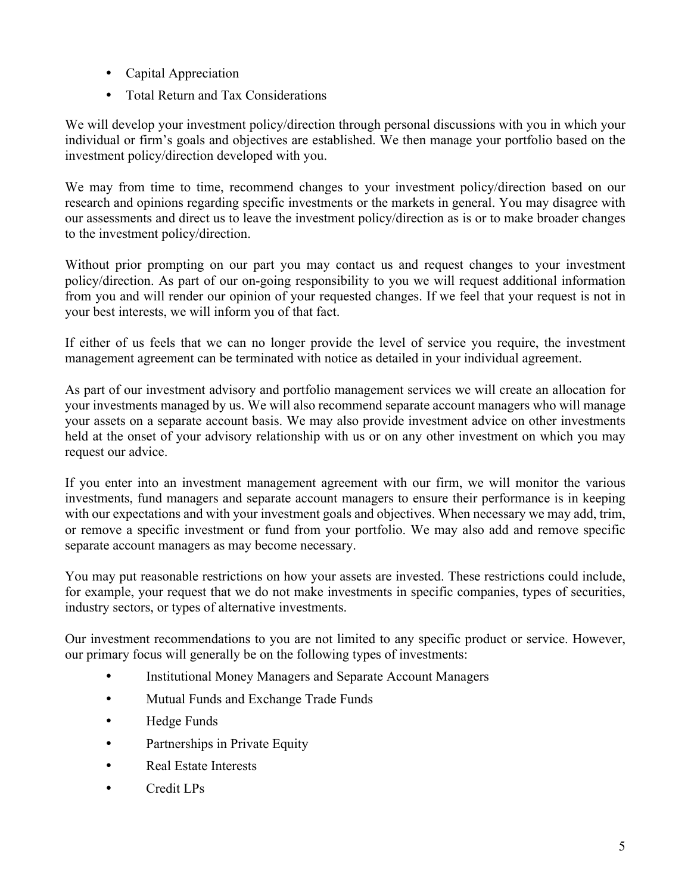- Capital Appreciation
- Total Return and Tax Considerations

We will develop your investment policy/direction through personal discussions with you in which your individual or firm's goals and objectives are established. We then manage your portfolio based on the investment policy/direction developed with you.

We may from time to time, recommend changes to your investment policy/direction based on our research and opinions regarding specific investments or the markets in general. You may disagree with our assessments and direct us to leave the investment policy/direction as is or to make broader changes to the investment policy/direction.

Without prior prompting on our part you may contact us and request changes to your investment policy/direction. As part of our on-going responsibility to you we will request additional information from you and will render our opinion of your requested changes. If we feel that your request is not in your best interests, we will inform you of that fact.

If either of us feels that we can no longer provide the level of service you require, the investment management agreement can be terminated with notice as detailed in your individual agreement.

As part of our investment advisory and portfolio management services we will create an allocation for your investments managed by us. We will also recommend separate account managers who will manage your assets on a separate account basis. We may also provide investment advice on other investments held at the onset of your advisory relationship with us or on any other investment on which you may request our advice.

If you enter into an investment management agreement with our firm, we will monitor the various investments, fund managers and separate account managers to ensure their performance is in keeping with our expectations and with your investment goals and objectives. When necessary we may add, trim, or remove a specific investment or fund from your portfolio. We may also add and remove specific separate account managers as may become necessary.

You may put reasonable restrictions on how your assets are invested. These restrictions could include, for example, your request that we do not make investments in specific companies, types of securities, industry sectors, or types of alternative investments.

Our investment recommendations to you are not limited to any specific product or service. However, our primary focus will generally be on the following types of investments:

- Institutional Money Managers and Separate Account Managers
- Mutual Funds and Exchange Trade Funds
- Hedge Funds
- Partnerships in Private Equity
- Real Estate Interests
- Credit LPs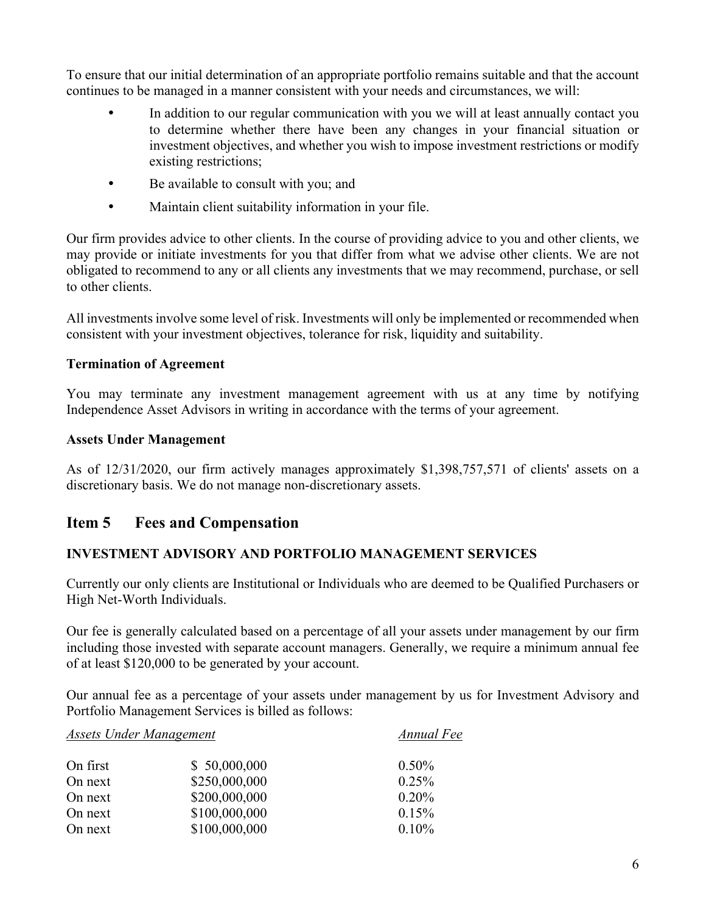To ensure that our initial determination of an appropriate portfolio remains suitable and that the account continues to be managed in a manner consistent with your needs and circumstances, we will:

- In addition to our regular communication with you we will at least annually contact you to determine whether there have been any changes in your financial situation or investment objectives, and whether you wish to impose investment restrictions or modify existing restrictions;
- Be available to consult with you; and
- Maintain client suitability information in your file.

Our firm provides advice to other clients. In the course of providing advice to you and other clients, we may provide or initiate investments for you that differ from what we advise other clients. We are not obligated to recommend to any or all clients any investments that we may recommend, purchase, or sell to other clients.

All investments involve some level of risk. Investments will only be implemented or recommended when consistent with your investment objectives, tolerance for risk, liquidity and suitability.

**Termination of Agreement**

You may terminate any investment management agreement with us at any time by notifying Independence Asset Advisors in writing in accordance with the terms of your agreement.

**Assets Under Management**

As of 12/31/2020, our firm actively manages approximately $1,398,757,571 of clients' assets on a discretionary basis. We do not manage non-discretionary assets.

## Item 5 Fees and Compensation

**INVESTMENT ADVISORY AND PORTFOLIO MANAGEMENT SERVICES**

Currently our only clients are Institutional or Individuals who are deemed to be Qualified Purchasers or High Net-Worth Individuals.

Our fee is generally calculated based on a percentage of all your assets under management by our firm including those invested with separate account managers. Generally, we require a minimum annual fee of at least $120,000 to be generated by your account.

Our annual fee as a percentage of your assets under management by us for Investment Advisory and Portfolio Management Services is billed as follows:

| *Assets Under Management* | | *Annual Fee* |
|---|---|---|
| On first | $ 50,000,000 | 0.50% |
| On next | $250,000,000 | 0.25% |
| On next | $200,000,000 | 0.20% |
| On next | $100,000,000 | 0.15% |
| On next | $100,000,000 | 0.10% |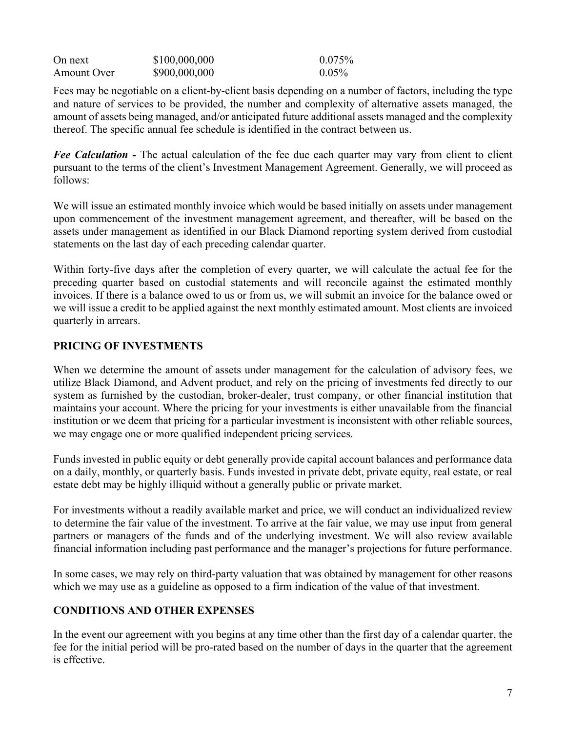| | | |
|---|---|---|
| On next | \$100,000,000 | 0.075% |
| Amount Over | \$900,000,000 | 0.05% |

Fees may be negotiable on a client-by-client basis depending on a number of factors, including the type and nature of services to be provided, the number and complexity of alternative assets managed, the amount of assets being managed, and/or anticipated future additional assets managed and the complexity thereof. The specific annual fee schedule is identified in the contract between us.

***Fee Calculation -*** The actual calculation of the fee due each quarter may vary from client to client pursuant to the terms of the client's Investment Management Agreement. Generally, we will proceed as follows:

We will issue an estimated monthly invoice which would be based initially on assets under management upon commencement of the investment management agreement, and thereafter, will be based on the assets under management as identified in our Black Diamond reporting system derived from custodial statements on the last day of each preceding calendar quarter.

Within forty-five days after the completion of every quarter, we will calculate the actual fee for the preceding quarter based on custodial statements and will reconcile against the estimated monthly invoices. If there is a balance owed to us or from us, we will submit an invoice for the balance owed or we will issue a credit to be applied against the next monthly estimated amount. Most clients are invoiced quarterly in arrears.

## PRICING OF INVESTMENTS

When we determine the amount of assets under management for the calculation of advisory fees, we utilize Black Diamond, and Advent product, and rely on the pricing of investments fed directly to our system as furnished by the custodian, broker-dealer, trust company, or other financial institution that maintains your account. Where the pricing for your investments is either unavailable from the financial institution or we deem that pricing for a particular investment is inconsistent with other reliable sources, we may engage one or more qualified independent pricing services.

Funds invested in public equity or debt generally provide capital account balances and performance data on a daily, monthly, or quarterly basis. Funds invested in private debt, private equity, real estate, or real estate debt may be highly illiquid without a generally public or private market.

For investments without a readily available market and price, we will conduct an individualized review to determine the fair value of the investment. To arrive at the fair value, we may use input from general partners or managers of the funds and of the underlying investment. We will also review available financial information including past performance and the manager's projections for future performance.

In some cases, we may rely on third-party valuation that was obtained by management for other reasons which we may use as a guideline as opposed to a firm indication of the value of that investment.

## CONDITIONS AND OTHER EXPENSES

In the event our agreement with you begins at any time other than the first day of a calendar quarter, the fee for the initial period will be pro-rated based on the number of days in the quarter that the agreement is effective.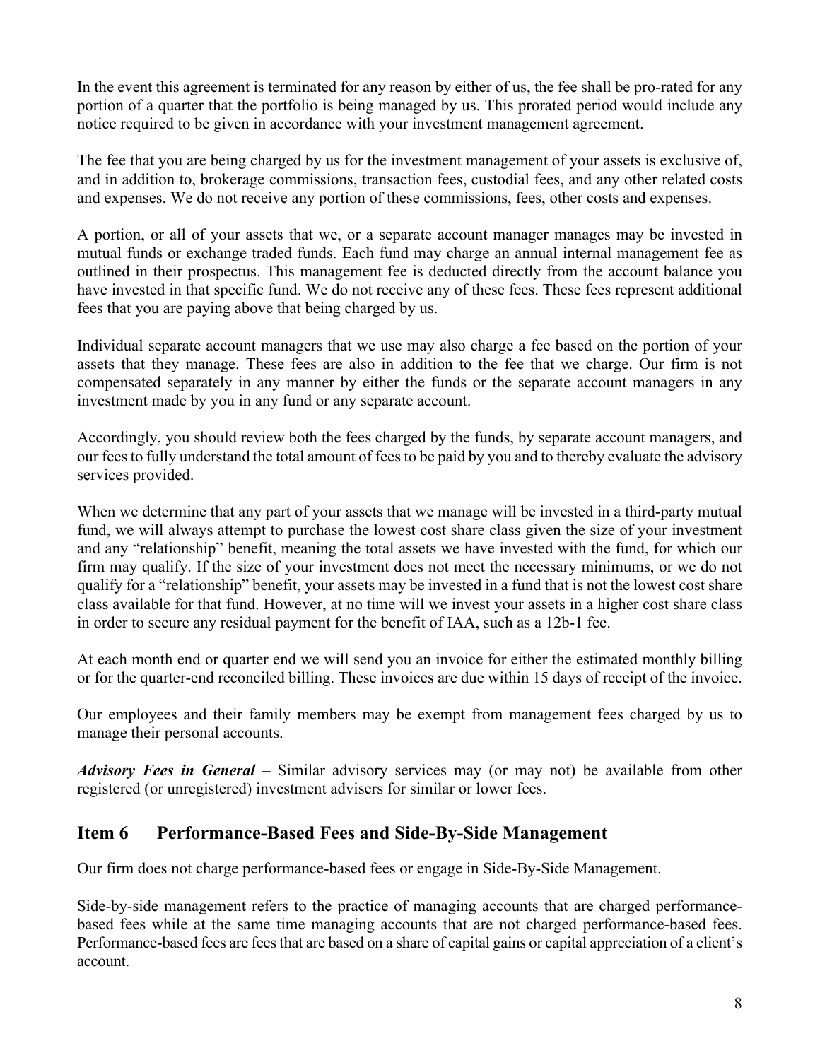In the event this agreement is terminated for any reason by either of us, the fee shall be pro-rated for any portion of a quarter that the portfolio is being managed by us. This prorated period would include any notice required to be given in accordance with your investment management agreement.

The fee that you are being charged by us for the investment management of your assets is exclusive of, and in addition to, brokerage commissions, transaction fees, custodial fees, and any other related costs and expenses. We do not receive any portion of these commissions, fees, other costs and expenses.

A portion, or all of your assets that we, or a separate account manager manages may be invested in mutual funds or exchange traded funds. Each fund may charge an annual internal management fee as outlined in their prospectus. This management fee is deducted directly from the account balance you have invested in that specific fund. We do not receive any of these fees. These fees represent additional fees that you are paying above that being charged by us.

Individual separate account managers that we use may also charge a fee based on the portion of your assets that they manage. These fees are also in addition to the fee that we charge. Our firm is not compensated separately in any manner by either the funds or the separate account managers in any investment made by you in any fund or any separate account.

Accordingly, you should review both the fees charged by the funds, by separate account managers, and our fees to fully understand the total amount of fees to be paid by you and to thereby evaluate the advisory services provided.

When we determine that any part of your assets that we manage will be invested in a third-party mutual fund, we will always attempt to purchase the lowest cost share class given the size of your investment and any "relationship" benefit, meaning the total assets we have invested with the fund, for which our firm may qualify. If the size of your investment does not meet the necessary minimums, or we do not qualify for a "relationship" benefit, your assets may be invested in a fund that is not the lowest cost share class available for that fund. However, at no time will we invest your assets in a higher cost share class in order to secure any residual payment for the benefit of IAA, such as a 12b-1 fee.

At each month end or quarter end we will send you an invoice for either the estimated monthly billing or for the quarter-end reconciled billing. These invoices are due within 15 days of receipt of the invoice.

Our employees and their family members may be exempt from management fees charged by us to manage their personal accounts.

***Advisory Fees in General*** – Similar advisory services may (or may not) be available from other registered (or unregistered) investment advisers for similar or lower fees.

## Item 6 Performance-Based Fees and Side-By-Side Management

Our firm does not charge performance-based fees or engage in Side-By-Side Management.

Side-by-side management refers to the practice of managing accounts that are charged performance-based fees while at the same time managing accounts that are not charged performance-based fees. Performance-based fees are fees that are based on a share of capital gains or capital appreciation of a client's account.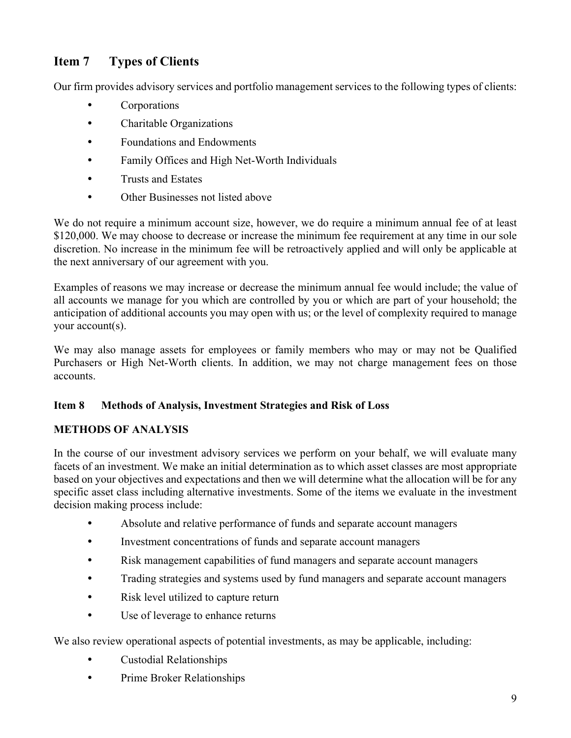## Item 7 Types of Clients

Our firm provides advisory services and portfolio management services to the following types of clients:

- Corporations
- Charitable Organizations
- Foundations and Endowments
- Family Offices and High Net-Worth Individuals
- Trusts and Estates
- Other Businesses not listed above

We do not require a minimum account size, however, we do require a minimum annual fee of at least $120,000. We may choose to decrease or increase the minimum fee requirement at any time in our sole discretion. No increase in the minimum fee will be retroactively applied and will only be applicable at the next anniversary of our agreement with you.

Examples of reasons we may increase or decrease the minimum annual fee would include; the value of all accounts we manage for you which are controlled by you or which are part of your household; the anticipation of additional accounts you may open with us; or the level of complexity required to manage your account(s).

We may also manage assets for employees or family members who may or may not be Qualified Purchasers or High Net-Worth clients. In addition, we may not charge management fees on those accounts.

### Item 8 Methods of Analysis, Investment Strategies and Risk of Loss

**METHODS OF ANALYSIS**

In the course of our investment advisory services we perform on your behalf, we will evaluate many facets of an investment. We make an initial determination as to which asset classes are most appropriate based on your objectives and expectations and then we will determine what the allocation will be for any specific asset class including alternative investments. Some of the items we evaluate in the investment decision making process include:

- Absolute and relative performance of funds and separate account managers
- Investment concentrations of funds and separate account managers
- Risk management capabilities of fund managers and separate account managers
- Trading strategies and systems used by fund managers and separate account managers
- Risk level utilized to capture return
- Use of leverage to enhance returns

We also review operational aspects of potential investments, as may be applicable, including:

- Custodial Relationships
- Prime Broker Relationships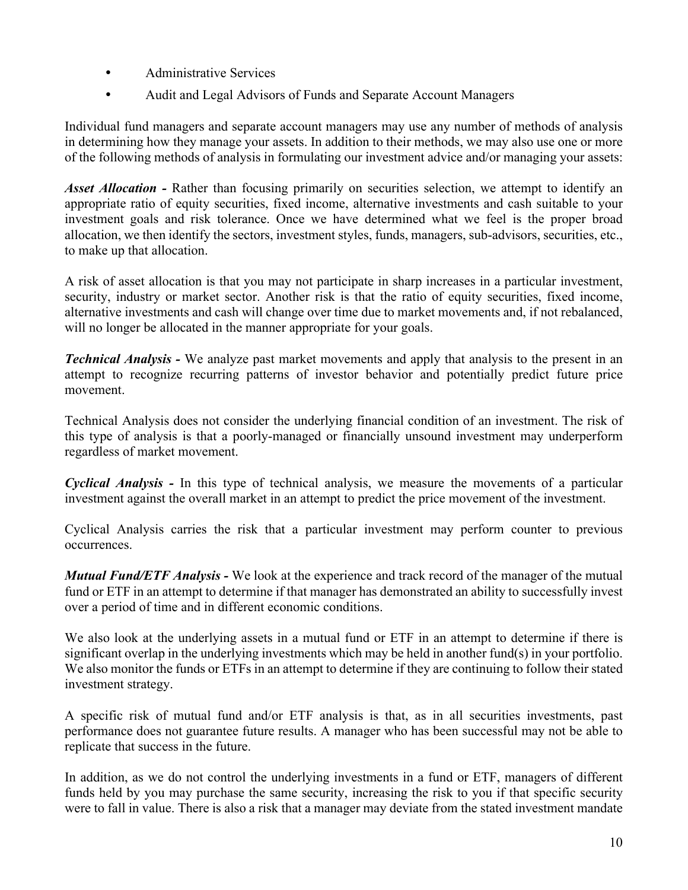- Administrative Services
- Audit and Legal Advisors of Funds and Separate Account Managers

Individual fund managers and separate account managers may use any number of methods of analysis in determining how they manage your assets. In addition to their methods, we may also use one or more of the following methods of analysis in formulating our investment advice and/or managing your assets:

***Asset Allocation -*** Rather than focusing primarily on securities selection, we attempt to identify an appropriate ratio of equity securities, fixed income, alternative investments and cash suitable to your investment goals and risk tolerance. Once we have determined what we feel is the proper broad allocation, we then identify the sectors, investment styles, funds, managers, sub-advisors, securities, etc., to make up that allocation.

A risk of asset allocation is that you may not participate in sharp increases in a particular investment, security, industry or market sector. Another risk is that the ratio of equity securities, fixed income, alternative investments and cash will change over time due to market movements and, if not rebalanced, will no longer be allocated in the manner appropriate for your goals.

***Technical Analysis -*** We analyze past market movements and apply that analysis to the present in an attempt to recognize recurring patterns of investor behavior and potentially predict future price movement.

Technical Analysis does not consider the underlying financial condition of an investment. The risk of this type of analysis is that a poorly-managed or financially unsound investment may underperform regardless of market movement.

***Cyclical Analysis -*** In this type of technical analysis, we measure the movements of a particular investment against the overall market in an attempt to predict the price movement of the investment.

Cyclical Analysis carries the risk that a particular investment may perform counter to previous occurrences.

***Mutual Fund/ETF Analysis -*** We look at the experience and track record of the manager of the mutual fund or ETF in an attempt to determine if that manager has demonstrated an ability to successfully invest over a period of time and in different economic conditions.

We also look at the underlying assets in a mutual fund or ETF in an attempt to determine if there is significant overlap in the underlying investments which may be held in another fund(s) in your portfolio. We also monitor the funds or ETFs in an attempt to determine if they are continuing to follow their stated investment strategy.

A specific risk of mutual fund and/or ETF analysis is that, as in all securities investments, past performance does not guarantee future results. A manager who has been successful may not be able to replicate that success in the future.

In addition, as we do not control the underlying investments in a fund or ETF, managers of different funds held by you may purchase the same security, increasing the risk to you if that specific security were to fall in value. There is also a risk that a manager may deviate from the stated investment mandate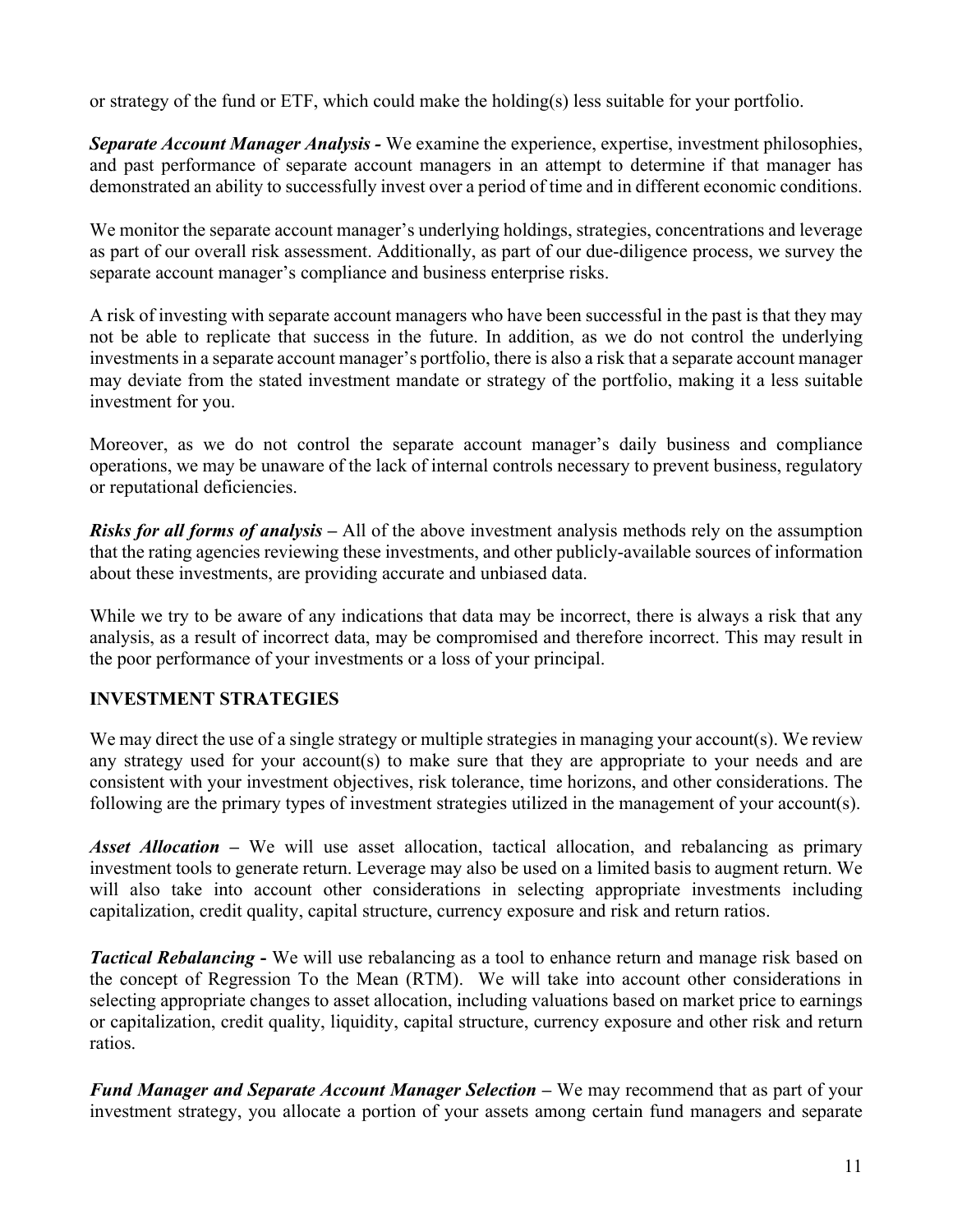or strategy of the fund or ETF, which could make the holding(s) less suitable for your portfolio.

***Separate Account Manager Analysis -*** We examine the experience, expertise, investment philosophies, and past performance of separate account managers in an attempt to determine if that manager has demonstrated an ability to successfully invest over a period of time and in different economic conditions.

We monitor the separate account manager's underlying holdings, strategies, concentrations and leverage as part of our overall risk assessment. Additionally, as part of our due-diligence process, we survey the separate account manager's compliance and business enterprise risks.

A risk of investing with separate account managers who have been successful in the past is that they may not be able to replicate that success in the future. In addition, as we do not control the underlying investments in a separate account manager's portfolio, there is also a risk that a separate account manager may deviate from the stated investment mandate or strategy of the portfolio, making it a less suitable investment for you.

Moreover, as we do not control the separate account manager's daily business and compliance operations, we may be unaware of the lack of internal controls necessary to prevent business, regulatory or reputational deficiencies.

***Risks for all forms of analysis –*** All of the above investment analysis methods rely on the assumption that the rating agencies reviewing these investments, and other publicly-available sources of information about these investments, are providing accurate and unbiased data.

While we try to be aware of any indications that data may be incorrect, there is always a risk that any analysis, as a result of incorrect data, may be compromised and therefore incorrect. This may result in the poor performance of your investments or a loss of your principal.

## INVESTMENT STRATEGIES

We may direct the use of a single strategy or multiple strategies in managing your account(s). We review any strategy used for your account(s) to make sure that they are appropriate to your needs and are consistent with your investment objectives, risk tolerance, time horizons, and other considerations. The following are the primary types of investment strategies utilized in the management of your account(s).

***Asset Allocation –*** We will use asset allocation, tactical allocation, and rebalancing as primary investment tools to generate return. Leverage may also be used on a limited basis to augment return. We will also take into account other considerations in selecting appropriate investments including capitalization, credit quality, capital structure, currency exposure and risk and return ratios.

***Tactical Rebalancing -*** We will use rebalancing as a tool to enhance return and manage risk based on the concept of Regression To the Mean (RTM). We will take into account other considerations in selecting appropriate changes to asset allocation, including valuations based on market price to earnings or capitalization, credit quality, liquidity, capital structure, currency exposure and other risk and return ratios.

***Fund Manager and Separate Account Manager Selection –*** We may recommend that as part of your investment strategy, you allocate a portion of your assets among certain fund managers and separate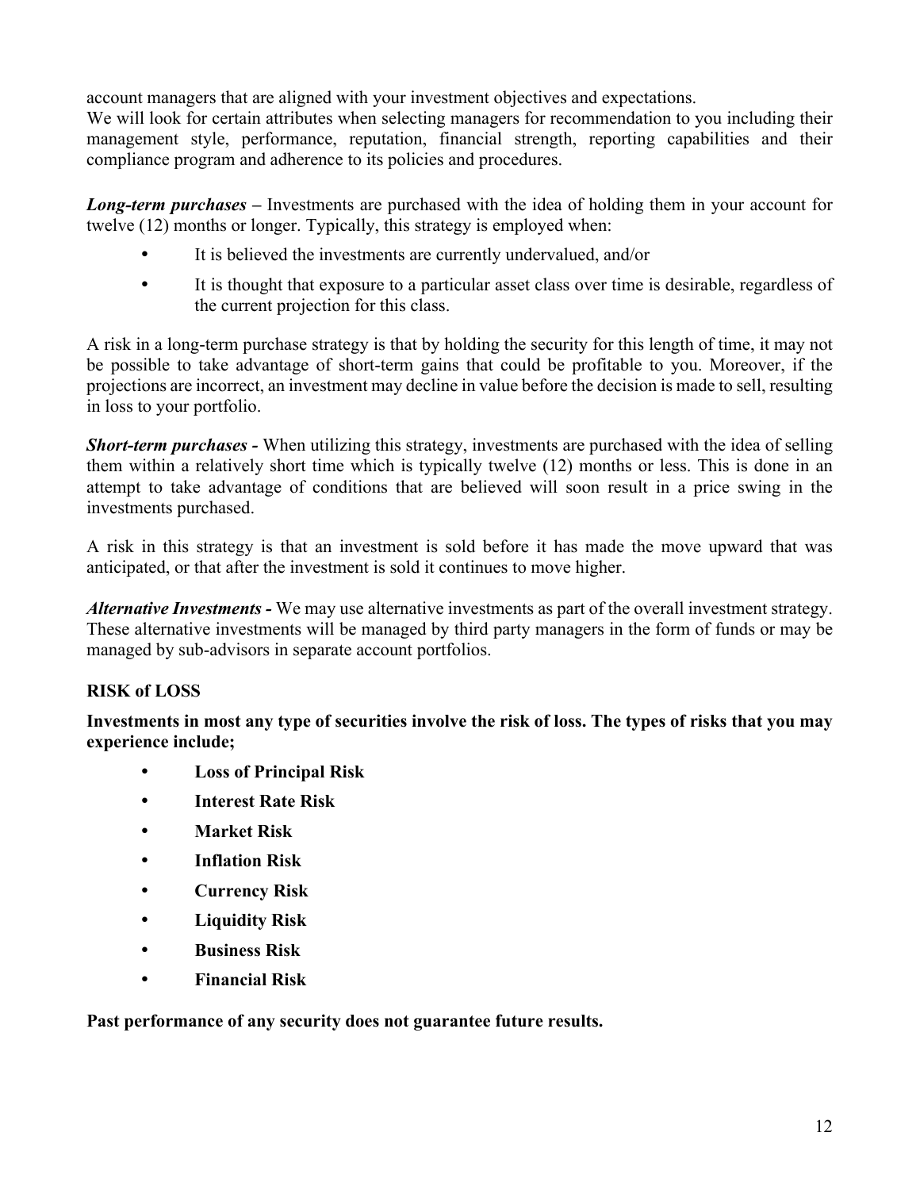account managers that are aligned with your investment objectives and expectations.
We will look for certain attributes when selecting managers for recommendation to you including their management style, performance, reputation, financial strength, reporting capabilities and their compliance program and adherence to its policies and procedures.

***Long-term purchases*** **–** Investments are purchased with the idea of holding them in your account for twelve (12) months or longer. Typically, this strategy is employed when:

- It is believed the investments are currently undervalued, and/or
- It is thought that exposure to a particular asset class over time is desirable, regardless of the current projection for this class.

A risk in a long-term purchase strategy is that by holding the security for this length of time, it may not be possible to take advantage of short-term gains that could be profitable to you. Moreover, if the projections are incorrect, an investment may decline in value before the decision is made to sell, resulting in loss to your portfolio.

***Short-term purchases*** **-** When utilizing this strategy, investments are purchased with the idea of selling them within a relatively short time which is typically twelve (12) months or less. This is done in an attempt to take advantage of conditions that are believed will soon result in a price swing in the investments purchased.

A risk in this strategy is that an investment is sold before it has made the move upward that was anticipated, or that after the investment is sold it continues to move higher.

***Alternative Investments*** **-** We may use alternative investments as part of the overall investment strategy. These alternative investments will be managed by third party managers in the form of funds or may be managed by sub-advisors in separate account portfolios.

**RISK of LOSS**

**Investments in most any type of securities involve the risk of loss. The types of risks that you may experience include;**

- **Loss of Principal Risk**
- **Interest Rate Risk**
- **Market Risk**
- **Inflation Risk**
- **Currency Risk**
- **Liquidity Risk**
- **Business Risk**
- **Financial Risk**

**Past performance of any security does not guarantee future results.**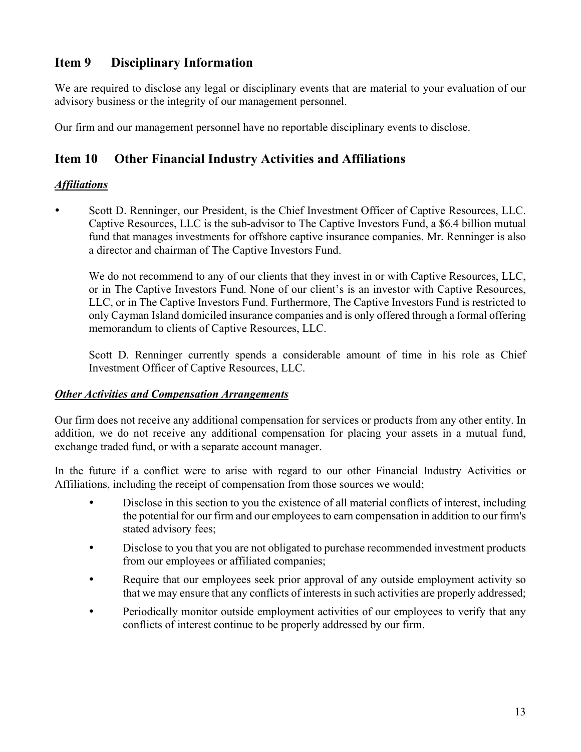## Item 9 Disciplinary Information

We are required to disclose any legal or disciplinary events that are material to your evaluation of our advisory business or the integrity of our management personnel.

Our firm and our management personnel have no reportable disciplinary events to disclose.

## Item 10 Other Financial Industry Activities and Affiliations

***Affiliations***

- Scott D. Renninger, our President, is the Chief Investment Officer of Captive Resources, LLC. Captive Resources, LLC is the sub-advisor to The Captive Investors Fund, a $6.4 billion mutual fund that manages investments for offshore captive insurance companies. Mr. Renninger is also a director and chairman of The Captive Investors Fund.

  We do not recommend to any of our clients that they invest in or with Captive Resources, LLC, or in The Captive Investors Fund. None of our client's is an investor with Captive Resources, LLC, or in The Captive Investors Fund. Furthermore, The Captive Investors Fund is restricted to only Cayman Island domiciled insurance companies and is only offered through a formal offering memorandum to clients of Captive Resources, LLC.

  Scott D. Renninger currently spends a considerable amount of time in his role as Chief Investment Officer of Captive Resources, LLC.

***Other Activities and Compensation Arrangements***

Our firm does not receive any additional compensation for services or products from any other entity. In addition, we do not receive any additional compensation for placing your assets in a mutual fund, exchange traded fund, or with a separate account manager.

In the future if a conflict were to arise with regard to our other Financial Industry Activities or Affiliations, including the receipt of compensation from those sources we would;

- Disclose in this section to you the existence of all material conflicts of interest, including the potential for our firm and our employees to earn compensation in addition to our firm's stated advisory fees;
- Disclose to you that you are not obligated to purchase recommended investment products from our employees or affiliated companies;
- Require that our employees seek prior approval of any outside employment activity so that we may ensure that any conflicts of interests in such activities are properly addressed;
- Periodically monitor outside employment activities of our employees to verify that any conflicts of interest continue to be properly addressed by our firm.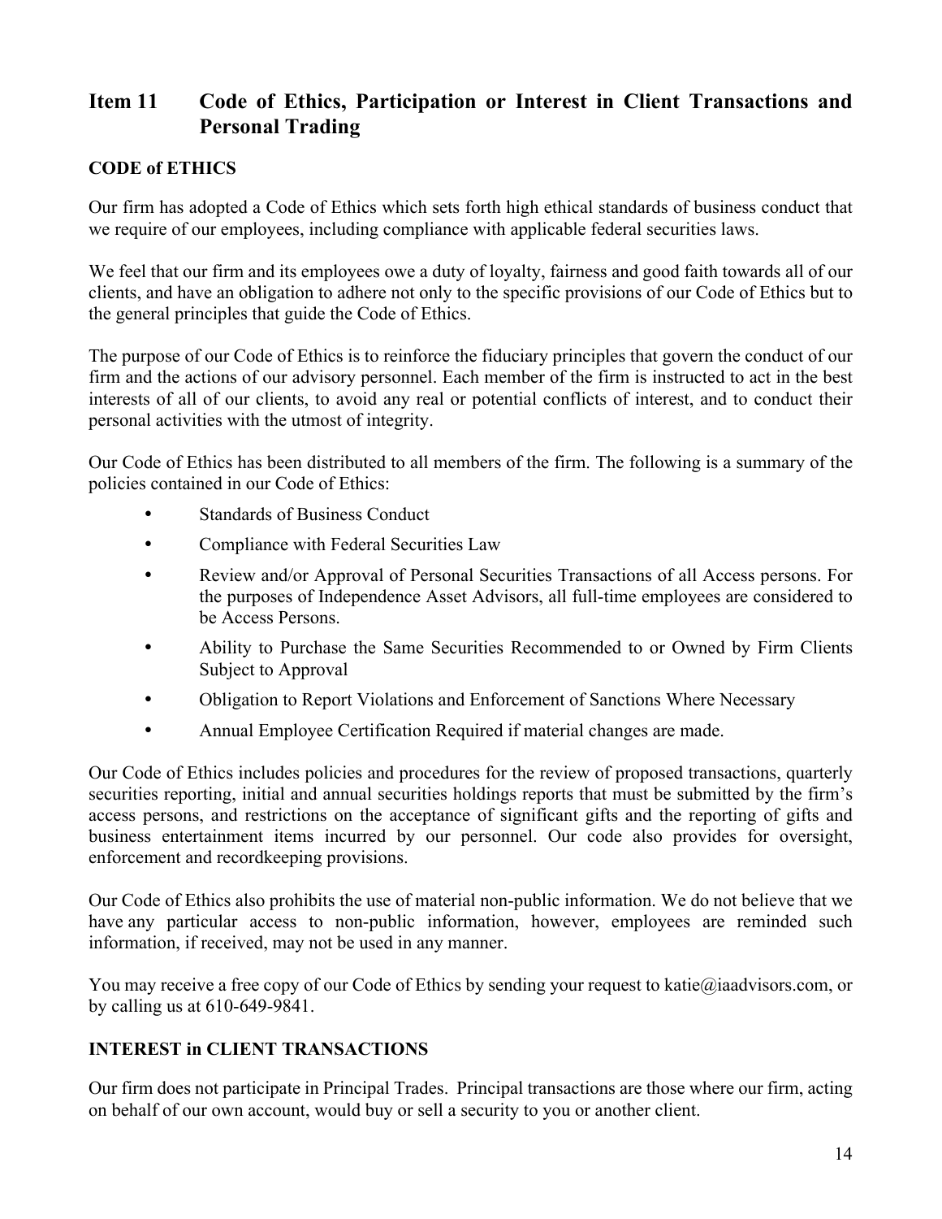## Item 11 Code of Ethics, Participation or Interest in Client Transactions and Personal Trading

### CODE of ETHICS

Our firm has adopted a Code of Ethics which sets forth high ethical standards of business conduct that we require of our employees, including compliance with applicable federal securities laws.

We feel that our firm and its employees owe a duty of loyalty, fairness and good faith towards all of our clients, and have an obligation to adhere not only to the specific provisions of our Code of Ethics but to the general principles that guide the Code of Ethics.

The purpose of our Code of Ethics is to reinforce the fiduciary principles that govern the conduct of our firm and the actions of our advisory personnel. Each member of the firm is instructed to act in the best interests of all of our clients, to avoid any real or potential conflicts of interest, and to conduct their personal activities with the utmost of integrity.

Our Code of Ethics has been distributed to all members of the firm. The following is a summary of the policies contained in our Code of Ethics:

- Standards of Business Conduct
- Compliance with Federal Securities Law
- Review and/or Approval of Personal Securities Transactions of all Access persons. For the purposes of Independence Asset Advisors, all full-time employees are considered to be Access Persons.
- Ability to Purchase the Same Securities Recommended to or Owned by Firm Clients Subject to Approval
- Obligation to Report Violations and Enforcement of Sanctions Where Necessary
- Annual Employee Certification Required if material changes are made.

Our Code of Ethics includes policies and procedures for the review of proposed transactions, quarterly securities reporting, initial and annual securities holdings reports that must be submitted by the firm's access persons, and restrictions on the acceptance of significant gifts and the reporting of gifts and business entertainment items incurred by our personnel. Our code also provides for oversight, enforcement and recordkeeping provisions.

Our Code of Ethics also prohibits the use of material non-public information. We do not believe that we have any particular access to non-public information, however, employees are reminded such information, if received, may not be used in any manner.

You may receive a free copy of our Code of Ethics by sending your request to katie@iaadvisors.com, or by calling us at 610-649-9841.

### INTEREST in CLIENT TRANSACTIONS

Our firm does not participate in Principal Trades. Principal transactions are those where our firm, acting on behalf of our own account, would buy or sell a security to you or another client.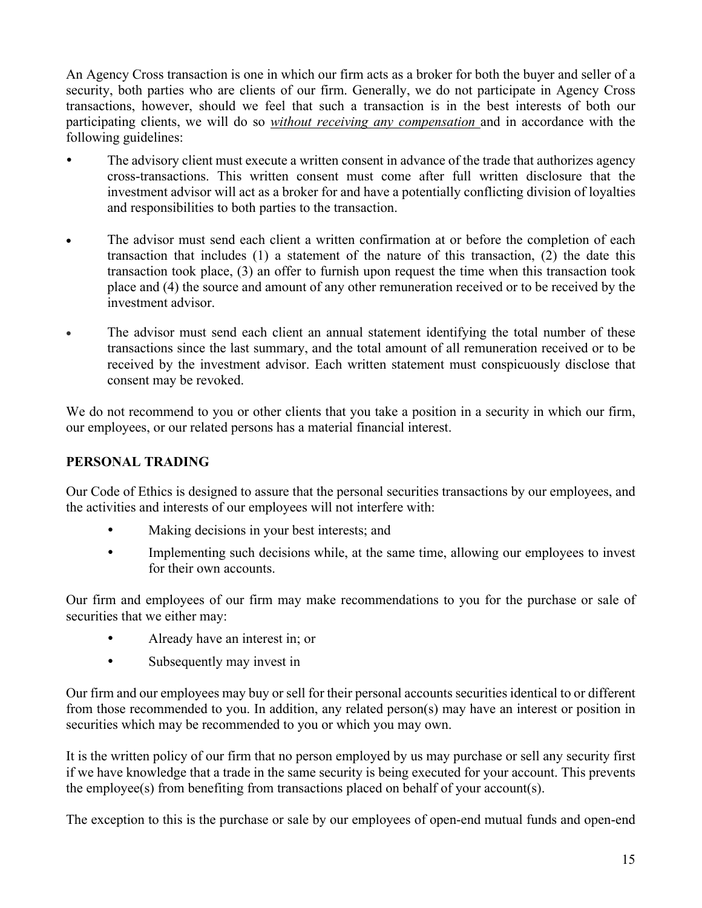An Agency Cross transaction is one in which our firm acts as a broker for both the buyer and seller of a security, both parties who are clients of our firm. Generally, we do not participate in Agency Cross transactions, however, should we feel that such a transaction is in the best interests of both our participating clients, we will do so *without receiving any compensation* and in accordance with the following guidelines:

- The advisory client must execute a written consent in advance of the trade that authorizes agency cross-transactions. This written consent must come after full written disclosure that the investment advisor will act as a broker for and have a potentially conflicting division of loyalties and responsibilities to both parties to the transaction.
- The advisor must send each client a written confirmation at or before the completion of each transaction that includes (1) a statement of the nature of this transaction, (2) the date this transaction took place, (3) an offer to furnish upon request the time when this transaction took place and (4) the source and amount of any other remuneration received or to be received by the investment advisor.
- The advisor must send each client an annual statement identifying the total number of these transactions since the last summary, and the total amount of all remuneration received or to be received by the investment advisor. Each written statement must conspicuously disclose that consent may be revoked.

We do not recommend to you or other clients that you take a position in a security in which our firm, our employees, or our related persons has a material financial interest.

## PERSONAL TRADING

Our Code of Ethics is designed to assure that the personal securities transactions by our employees, and the activities and interests of our employees will not interfere with:

- Making decisions in your best interests; and
- Implementing such decisions while, at the same time, allowing our employees to invest for their own accounts.

Our firm and employees of our firm may make recommendations to you for the purchase or sale of securities that we either may:

- Already have an interest in; or
- Subsequently may invest in

Our firm and our employees may buy or sell for their personal accounts securities identical to or different from those recommended to you. In addition, any related person(s) may have an interest or position in securities which may be recommended to you or which you may own.

It is the written policy of our firm that no person employed by us may purchase or sell any security first if we have knowledge that a trade in the same security is being executed for your account. This prevents the employee(s) from benefiting from transactions placed on behalf of your account(s).

The exception to this is the purchase or sale by our employees of open-end mutual funds and open-end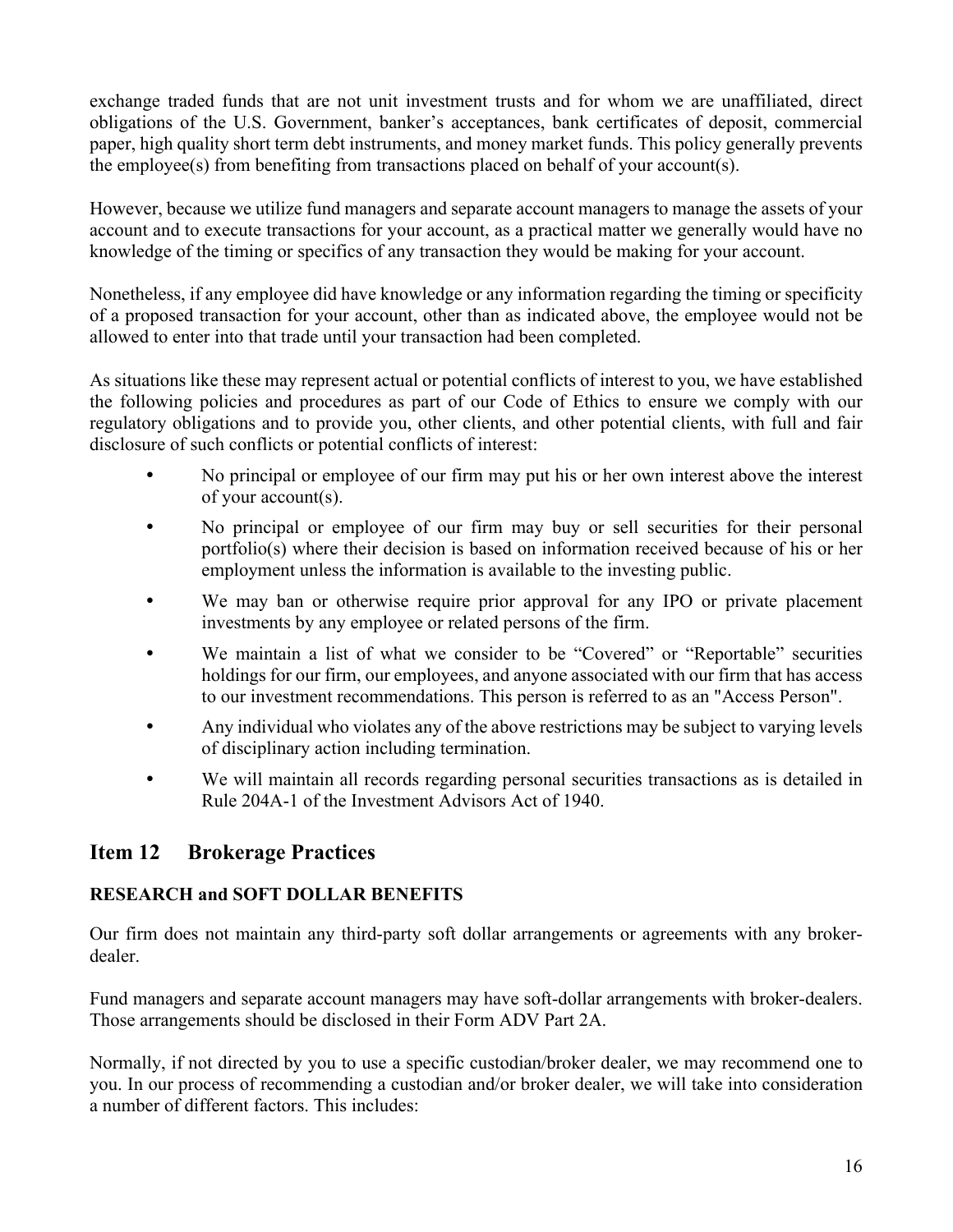exchange traded funds that are not unit investment trusts and for whom we are unaffiliated, direct obligations of the U.S. Government, banker's acceptances, bank certificates of deposit, commercial paper, high quality short term debt instruments, and money market funds. This policy generally prevents the employee(s) from benefiting from transactions placed on behalf of your account(s).

However, because we utilize fund managers and separate account managers to manage the assets of your account and to execute transactions for your account, as a practical matter we generally would have no knowledge of the timing or specifics of any transaction they would be making for your account.

Nonetheless, if any employee did have knowledge or any information regarding the timing or specificity of a proposed transaction for your account, other than as indicated above, the employee would not be allowed to enter into that trade until your transaction had been completed.

As situations like these may represent actual or potential conflicts of interest to you, we have established the following policies and procedures as part of our Code of Ethics to ensure we comply with our regulatory obligations and to provide you, other clients, and other potential clients, with full and fair disclosure of such conflicts or potential conflicts of interest:

- No principal or employee of our firm may put his or her own interest above the interest of your account(s).
- No principal or employee of our firm may buy or sell securities for their personal portfolio(s) where their decision is based on information received because of his or her employment unless the information is available to the investing public.
- We may ban or otherwise require prior approval for any IPO or private placement investments by any employee or related persons of the firm.
- We maintain a list of what we consider to be "Covered" or "Reportable" securities holdings for our firm, our employees, and anyone associated with our firm that has access to our investment recommendations. This person is referred to as an "Access Person".
- Any individual who violates any of the above restrictions may be subject to varying levels of disciplinary action including termination.
- We will maintain all records regarding personal securities transactions as is detailed in Rule 204A-1 of the Investment Advisors Act of 1940.

## Item 12 Brokerage Practices

**RESEARCH and SOFT DOLLAR BENEFITS**

Our firm does not maintain any third-party soft dollar arrangements or agreements with any broker-dealer.

Fund managers and separate account managers may have soft-dollar arrangements with broker-dealers. Those arrangements should be disclosed in their Form ADV Part 2A.

Normally, if not directed by you to use a specific custodian/broker dealer, we may recommend one to you. In our process of recommending a custodian and/or broker dealer, we will take into consideration a number of different factors. This includes: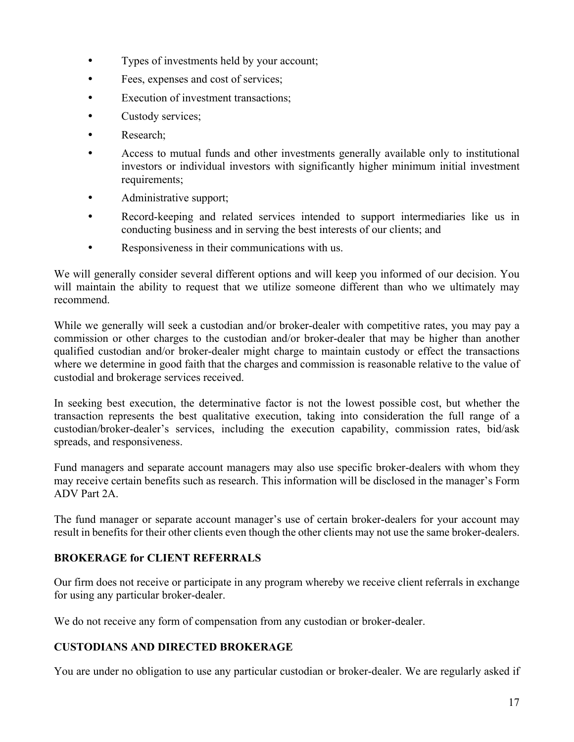- Types of investments held by your account;
- Fees, expenses and cost of services;
- Execution of investment transactions;
- Custody services;
- Research;
- Access to mutual funds and other investments generally available only to institutional investors or individual investors with significantly higher minimum initial investment requirements;
- Administrative support;
- Record-keeping and related services intended to support intermediaries like us in conducting business and in serving the best interests of our clients; and
- Responsiveness in their communications with us.

We will generally consider several different options and will keep you informed of our decision. You will maintain the ability to request that we utilize someone different than who we ultimately may recommend.

While we generally will seek a custodian and/or broker-dealer with competitive rates, you may pay a commission or other charges to the custodian and/or broker-dealer that may be higher than another qualified custodian and/or broker-dealer might charge to maintain custody or effect the transactions where we determine in good faith that the charges and commission is reasonable relative to the value of custodial and brokerage services received.

In seeking best execution, the determinative factor is not the lowest possible cost, but whether the transaction represents the best qualitative execution, taking into consideration the full range of a custodian/broker-dealer's services, including the execution capability, commission rates, bid/ask spreads, and responsiveness.

Fund managers and separate account managers may also use specific broker-dealers with whom they may receive certain benefits such as research. This information will be disclosed in the manager's Form ADV Part 2A.

The fund manager or separate account manager's use of certain broker-dealers for your account may result in benefits for their other clients even though the other clients may not use the same broker-dealers.

## BROKERAGE for CLIENT REFERRALS

Our firm does not receive or participate in any program whereby we receive client referrals in exchange for using any particular broker-dealer.

We do not receive any form of compensation from any custodian or broker-dealer.

## CUSTODIANS AND DIRECTED BROKERAGE

You are under no obligation to use any particular custodian or broker-dealer. We are regularly asked if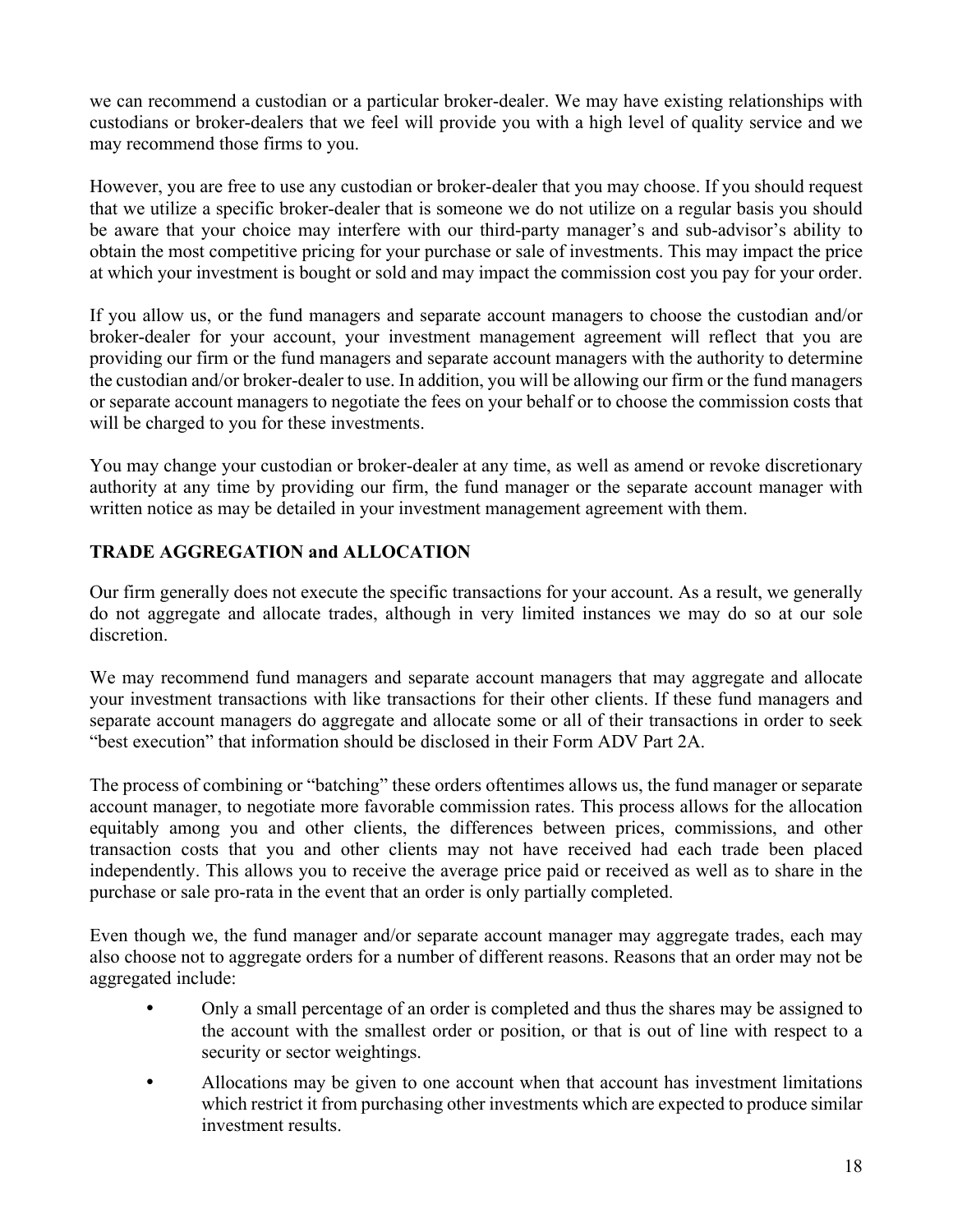we can recommend a custodian or a particular broker-dealer. We may have existing relationships with custodians or broker-dealers that we feel will provide you with a high level of quality service and we may recommend those firms to you.

However, you are free to use any custodian or broker-dealer that you may choose. If you should request that we utilize a specific broker-dealer that is someone we do not utilize on a regular basis you should be aware that your choice may interfere with our third-party manager's and sub-advisor's ability to obtain the most competitive pricing for your purchase or sale of investments. This may impact the price at which your investment is bought or sold and may impact the commission cost you pay for your order.

If you allow us, or the fund managers and separate account managers to choose the custodian and/or broker-dealer for your account, your investment management agreement will reflect that you are providing our firm or the fund managers and separate account managers with the authority to determine the custodian and/or broker-dealer to use. In addition, you will be allowing our firm or the fund managers or separate account managers to negotiate the fees on your behalf or to choose the commission costs that will be charged to you for these investments.

You may change your custodian or broker-dealer at any time, as well as amend or revoke discretionary authority at any time by providing our firm, the fund manager or the separate account manager with written notice as may be detailed in your investment management agreement with them.

**TRADE AGGREGATION and ALLOCATION**

Our firm generally does not execute the specific transactions for your account. As a result, we generally do not aggregate and allocate trades, although in very limited instances we may do so at our sole discretion.

We may recommend fund managers and separate account managers that may aggregate and allocate your investment transactions with like transactions for their other clients. If these fund managers and separate account managers do aggregate and allocate some or all of their transactions in order to seek "best execution" that information should be disclosed in their Form ADV Part 2A.

The process of combining or "batching" these orders oftentimes allows us, the fund manager or separate account manager, to negotiate more favorable commission rates. This process allows for the allocation equitably among you and other clients, the differences between prices, commissions, and other transaction costs that you and other clients may not have received had each trade been placed independently. This allows you to receive the average price paid or received as well as to share in the purchase or sale pro-rata in the event that an order is only partially completed.

Even though we, the fund manager and/or separate account manager may aggregate trades, each may also choose not to aggregate orders for a number of different reasons. Reasons that an order may not be aggregated include:

- Only a small percentage of an order is completed and thus the shares may be assigned to the account with the smallest order or position, or that is out of line with respect to a security or sector weightings.
- Allocations may be given to one account when that account has investment limitations which restrict it from purchasing other investments which are expected to produce similar investment results.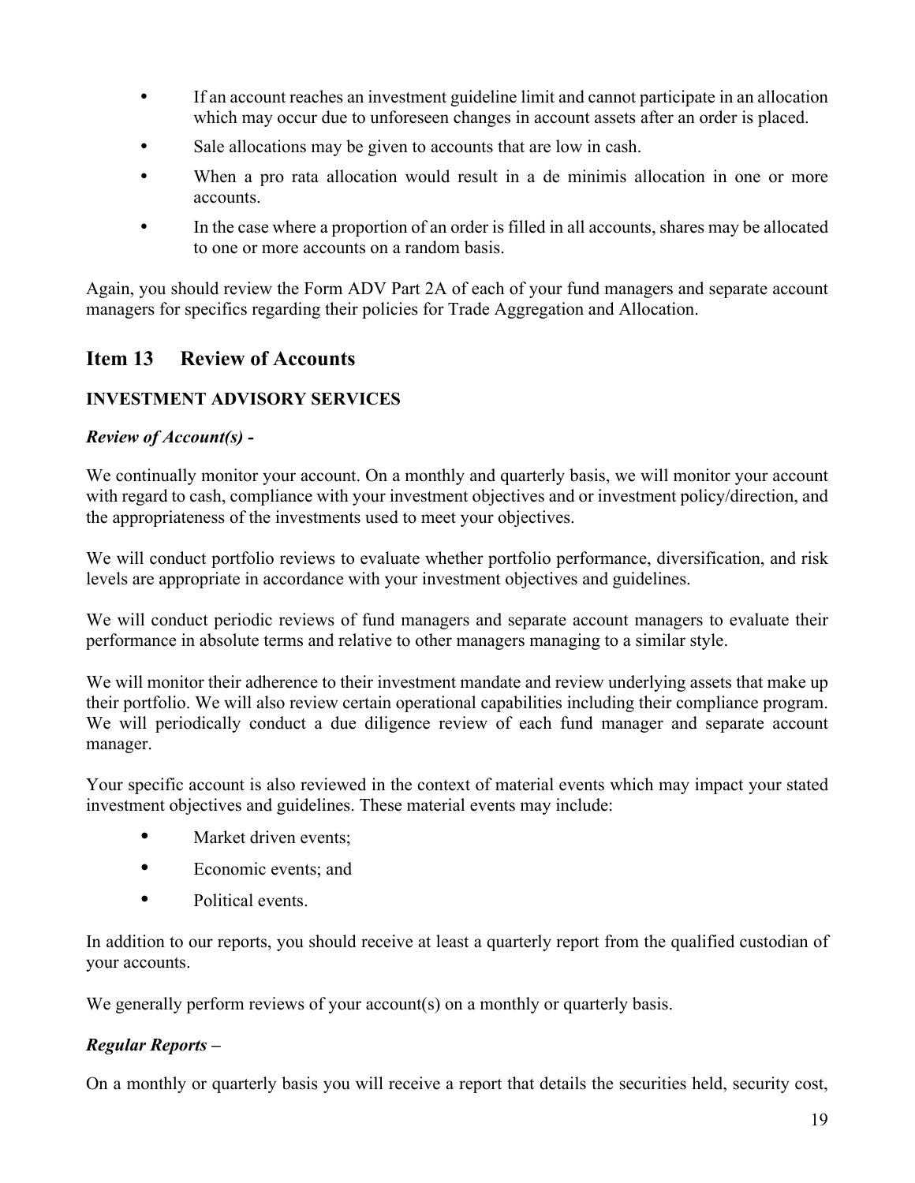- If an account reaches an investment guideline limit and cannot participate in an allocation which may occur due to unforeseen changes in account assets after an order is placed.
- Sale allocations may be given to accounts that are low in cash.
- When a pro rata allocation would result in a de minimis allocation in one or more accounts.
- In the case where a proportion of an order is filled in all accounts, shares may be allocated to one or more accounts on a random basis.

Again, you should review the Form ADV Part 2A of each of your fund managers and separate account managers for specifics regarding their policies for Trade Aggregation and Allocation.

## Item 13 Review of Accounts

### INVESTMENT ADVISORY SERVICES

***Review of Account(s) -***

We continually monitor your account. On a monthly and quarterly basis, we will monitor your account with regard to cash, compliance with your investment objectives and or investment policy/direction, and the appropriateness of the investments used to meet your objectives.

We will conduct portfolio reviews to evaluate whether portfolio performance, diversification, and risk levels are appropriate in accordance with your investment objectives and guidelines.

We will conduct periodic reviews of fund managers and separate account managers to evaluate their performance in absolute terms and relative to other managers managing to a similar style.

We will monitor their adherence to their investment mandate and review underlying assets that make up their portfolio. We will also review certain operational capabilities including their compliance program. We will periodically conduct a due diligence review of each fund manager and separate account manager.

Your specific account is also reviewed in the context of material events which may impact your stated investment objectives and guidelines. These material events may include:

- Market driven events;
- Economic events; and
- Political events.

In addition to our reports, you should receive at least a quarterly report from the qualified custodian of your accounts.

We generally perform reviews of your account(s) on a monthly or quarterly basis.

***Regular Reports –***

On a monthly or quarterly basis you will receive a report that details the securities held, security cost,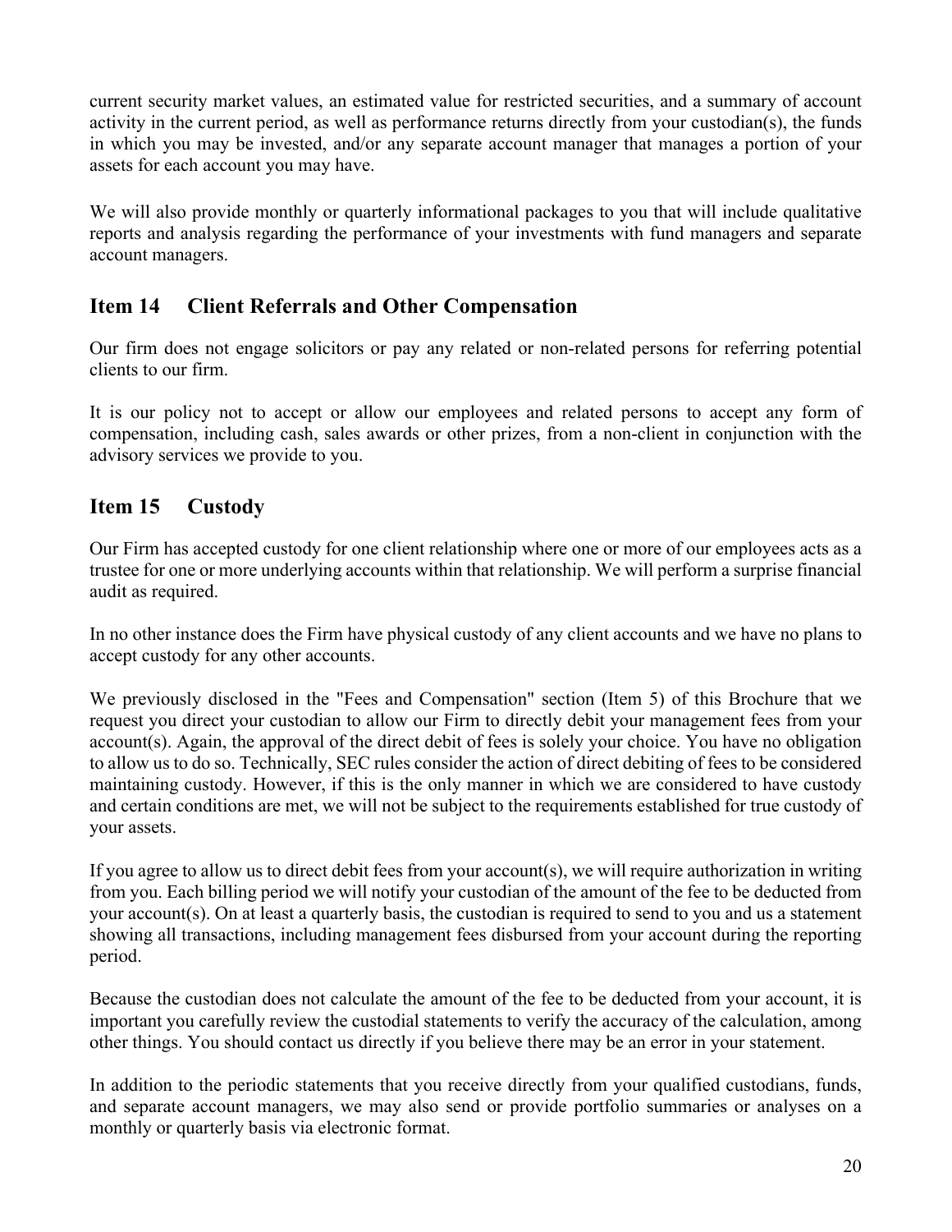current security market values, an estimated value for restricted securities, and a summary of account activity in the current period, as well as performance returns directly from your custodian(s), the funds in which you may be invested, and/or any separate account manager that manages a portion of your assets for each account you may have.

We will also provide monthly or quarterly informational packages to you that will include qualitative reports and analysis regarding the performance of your investments with fund managers and separate account managers.

## Item 14 Client Referrals and Other Compensation

Our firm does not engage solicitors or pay any related or non-related persons for referring potential clients to our firm.

It is our policy not to accept or allow our employees and related persons to accept any form of compensation, including cash, sales awards or other prizes, from a non-client in conjunction with the advisory services we provide to you.

## Item 15 Custody

Our Firm has accepted custody for one client relationship where one or more of our employees acts as a trustee for one or more underlying accounts within that relationship. We will perform a surprise financial audit as required.

In no other instance does the Firm have physical custody of any client accounts and we have no plans to accept custody for any other accounts.

We previously disclosed in the "Fees and Compensation" section (Item 5) of this Brochure that we request you direct your custodian to allow our Firm to directly debit your management fees from your account(s). Again, the approval of the direct debit of fees is solely your choice. You have no obligation to allow us to do so. Technically, SEC rules consider the action of direct debiting of fees to be considered maintaining custody. However, if this is the only manner in which we are considered to have custody and certain conditions are met, we will not be subject to the requirements established for true custody of your assets.

If you agree to allow us to direct debit fees from your account(s), we will require authorization in writing from you. Each billing period we will notify your custodian of the amount of the fee to be deducted from your account(s). On at least a quarterly basis, the custodian is required to send to you and us a statement showing all transactions, including management fees disbursed from your account during the reporting period.

Because the custodian does not calculate the amount of the fee to be deducted from your account, it is important you carefully review the custodial statements to verify the accuracy of the calculation, among other things. You should contact us directly if you believe there may be an error in your statement.

In addition to the periodic statements that you receive directly from your qualified custodians, funds, and separate account managers, we may also send or provide portfolio summaries or analyses on a monthly or quarterly basis via electronic format.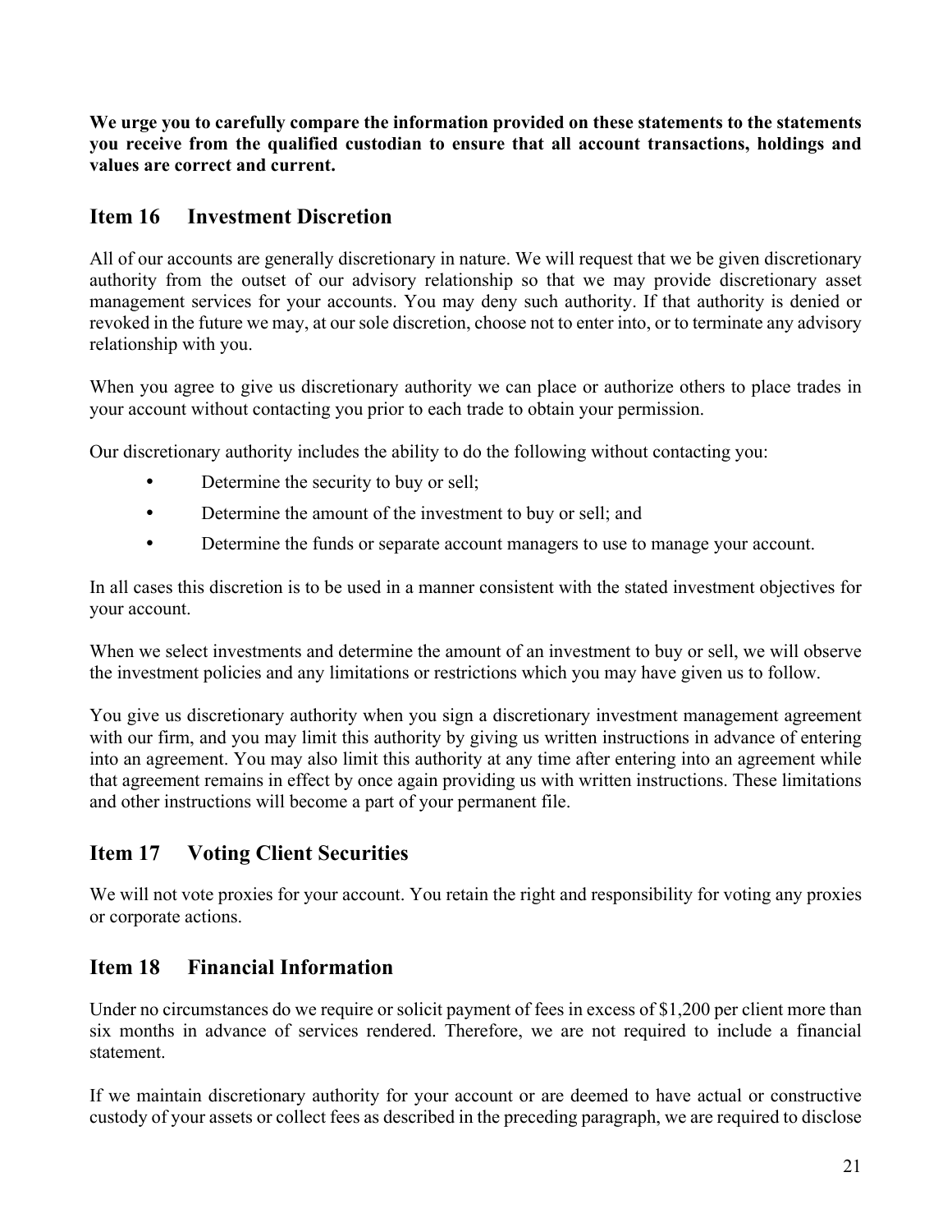**We urge you to carefully compare the information provided on these statements to the statements you receive from the qualified custodian to ensure that all account transactions, holdings and values are correct and current.**

## Item 16 Investment Discretion

All of our accounts are generally discretionary in nature. We will request that we be given discretionary authority from the outset of our advisory relationship so that we may provide discretionary asset management services for your accounts. You may deny such authority. If that authority is denied or revoked in the future we may, at our sole discretion, choose not to enter into, or to terminate any advisory relationship with you.

When you agree to give us discretionary authority we can place or authorize others to place trades in your account without contacting you prior to each trade to obtain your permission.

Our discretionary authority includes the ability to do the following without contacting you:

- Determine the security to buy or sell;
- Determine the amount of the investment to buy or sell; and
- Determine the funds or separate account managers to use to manage your account.

In all cases this discretion is to be used in a manner consistent with the stated investment objectives for your account.

When we select investments and determine the amount of an investment to buy or sell, we will observe the investment policies and any limitations or restrictions which you may have given us to follow.

You give us discretionary authority when you sign a discretionary investment management agreement with our firm, and you may limit this authority by giving us written instructions in advance of entering into an agreement. You may also limit this authority at any time after entering into an agreement while that agreement remains in effect by once again providing us with written instructions. These limitations and other instructions will become a part of your permanent file.

## Item 17 Voting Client Securities

We will not vote proxies for your account. You retain the right and responsibility for voting any proxies or corporate actions.

## Item 18 Financial Information

Under no circumstances do we require or solicit payment of fees in excess of $1,200 per client more than six months in advance of services rendered. Therefore, we are not required to include a financial statement.

If we maintain discretionary authority for your account or are deemed to have actual or constructive custody of your assets or collect fees as described in the preceding paragraph, we are required to disclose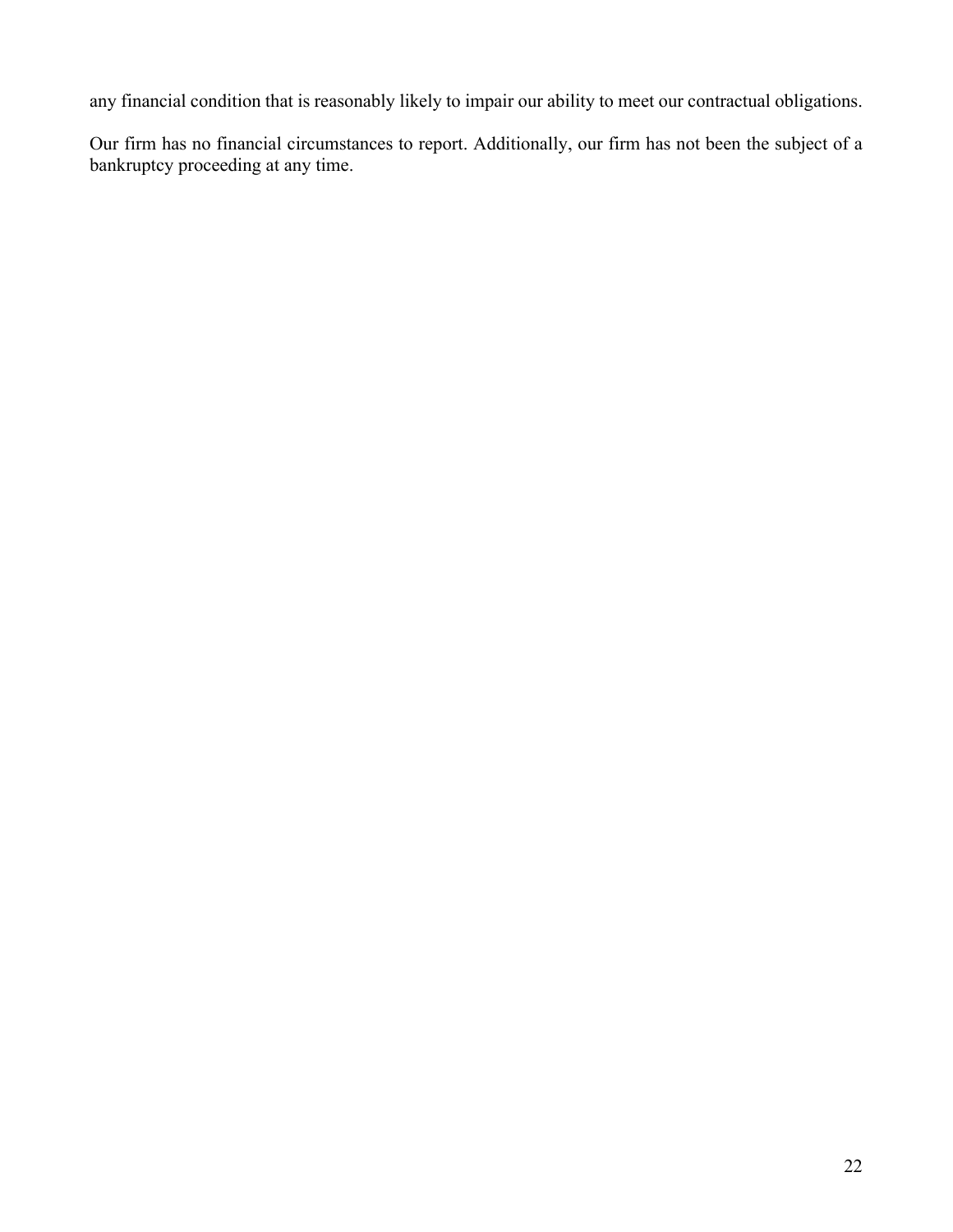any financial condition that is reasonably likely to impair our ability to meet our contractual obligations.

Our firm has no financial circumstances to report. Additionally, our firm has not been the subject of a bankruptcy proceeding at any time.